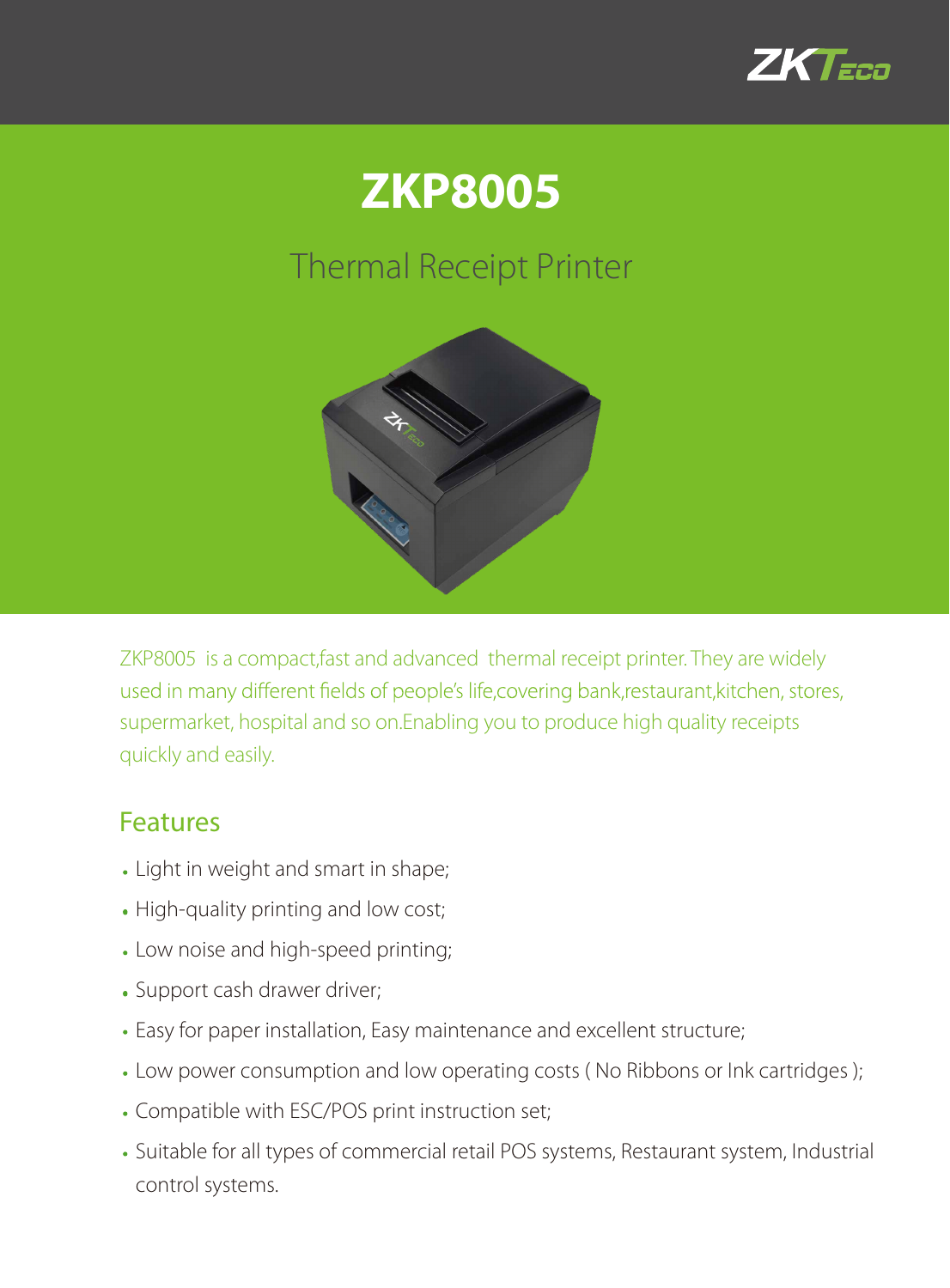# ZKP8005

## Thermal Receipt Printer

ZKP8005 is a compact,fast and advanced thermal receipt printer. They are widely used in many different fields of people's life,covering bank,restaurant,kitchen, stores, supermarket, hospital and so on.Enabling you to produce high quality receipts quickly and easily.

## Features

- Light in weight and smart in shape;
- High-quality printing and low cost;
- Low noise and high-speed printing;
- Support cash drawer driver;
- Easy for paper installation, Easy maintenance and excellent structure;
- Low power consumption and low operating costs ( No Ribbons or Ink cartridges );
- Compatible with ESC/POS print instruction set;
- Suitable for all types of commercial retail POS systems, Restaurant system, Industrial control systems.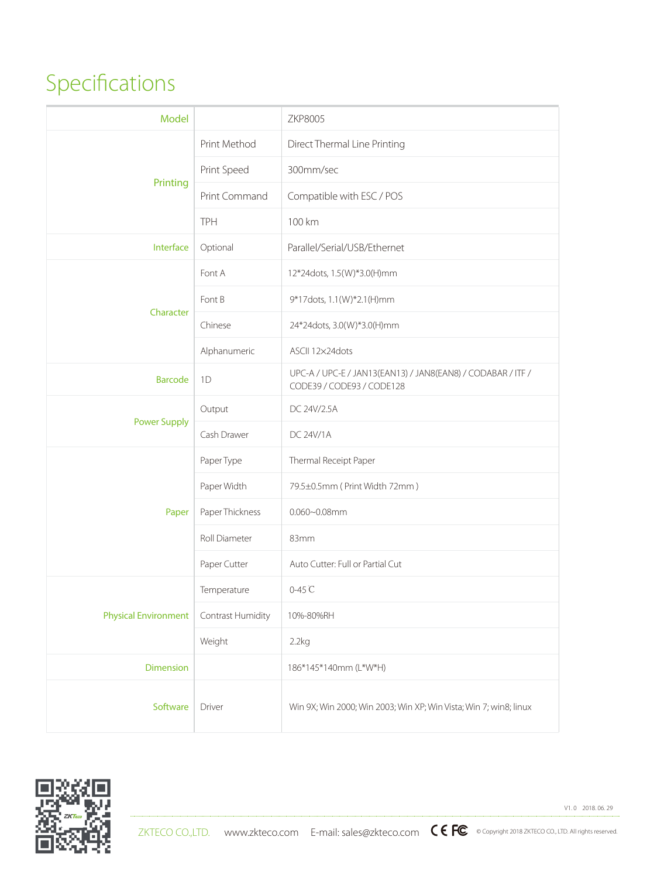# Specifications

| | | |
|---|---|---|
| Model | | ZKP8005 |
| Printing | Print Method | Direct Thermal Line Printing |
| | Print Speed | 300mm/sec |
| | Print Command | Compatible with ESC / POS |
| | TPH | 100 km |
| Interface | Optional | Parallel/Serial/USB/Ethernet |
| Character | Font A | 12*24dots, 1.5(W)*3.0(H)mm |
| | Font B | 9*17dots, 1.1(W)*2.1(H)mm |
| | Chinese | 24*24dots, 3.0(W)*3.0(H)mm |
| | Alphanumeric | ASCII 12×24dots |
| Barcode | 1D | UPC-A / UPC-E / JAN13(EAN13) / JAN8(EAN8) / CODABAR / ITF / CODE39 / CODE93 / CODE128 |
| Power Supply | Output | DC 24V/2.5A |
| | Cash Drawer | DC 24V/1A |
| Paper | Paper Type | Thermal Receipt Paper |
| | Paper Width | 79.5±0.5mm ( Print Width 72mm ) |
| | Paper Thickness | 0.060~0.08mm |
| | Roll Diameter | 83mm |
| | Paper Cutter | Auto Cutter: Full or Partial Cut |
| Physical Environment | Temperature | 0-45 C |
| | Contrast Humidity | 10%-80%RH |
| | Weight | 2.2kg |
| Dimension | | 186*145*140mm (L*W*H) |
| Software | Driver | Win 9X; Win 2000; Win 2003; Win XP; Win Vista; Win 7; win8; linux |

V1.0 2018. 06. 29

ZKTECO CO.,LTD. www.zkteco.com E-mail: sales@zkteco.com © Copyright 2018 ZKTECO CO., LTD. All rights reserved.